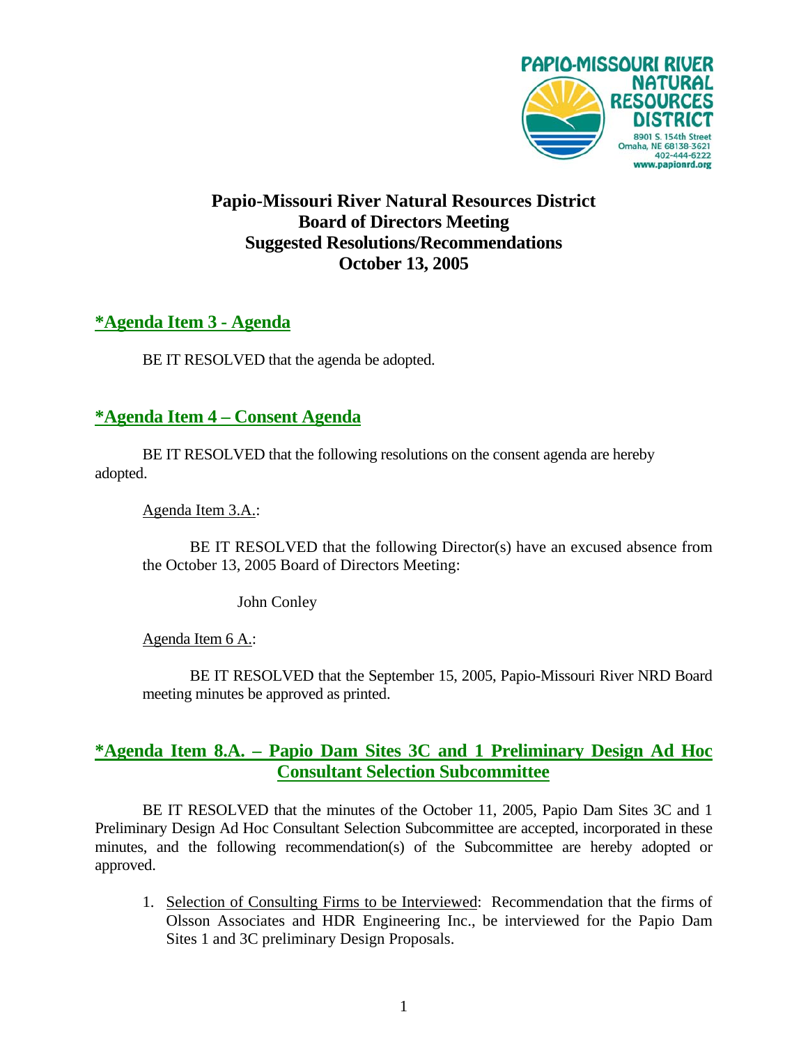PAPIO-MISSOURI RIVER NATURAL RESOURCES DISTRICT
8901 S. 154th Street
Omaha, NE 68138-3621
402-444-6222
www.papionrd.org

# Papio-Missouri River Natural Resources District Board of Directors Meeting Suggested Resolutions/Recommendations October 13, 2005

## *Agenda Item 3 - Agenda

BE IT RESOLVED that the agenda be adopted.

## *Agenda Item 4 – Consent Agenda

BE IT RESOLVED that the following resolutions on the consent agenda are hereby adopted.

Agenda Item 3.A.:

BE IT RESOLVED that the following Director(s) have an excused absence from the October 13, 2005 Board of Directors Meeting:

John Conley

Agenda Item 6 A.:

BE IT RESOLVED that the September 15, 2005, Papio-Missouri River NRD Board meeting minutes be approved as printed.

## *Agenda Item 8.A. – Papio Dam Sites 3C and 1 Preliminary Design Ad Hoc Consultant Selection Subcommittee

BE IT RESOLVED that the minutes of the October 11, 2005, Papio Dam Sites 3C and 1 Preliminary Design Ad Hoc Consultant Selection Subcommittee are accepted, incorporated in these minutes, and the following recommendation(s) of the Subcommittee are hereby adopted or approved.

1. Selection of Consulting Firms to be Interviewed: Recommendation that the firms of Olsson Associates and HDR Engineering Inc., be interviewed for the Papio Dam Sites 1 and 3C preliminary Design Proposals.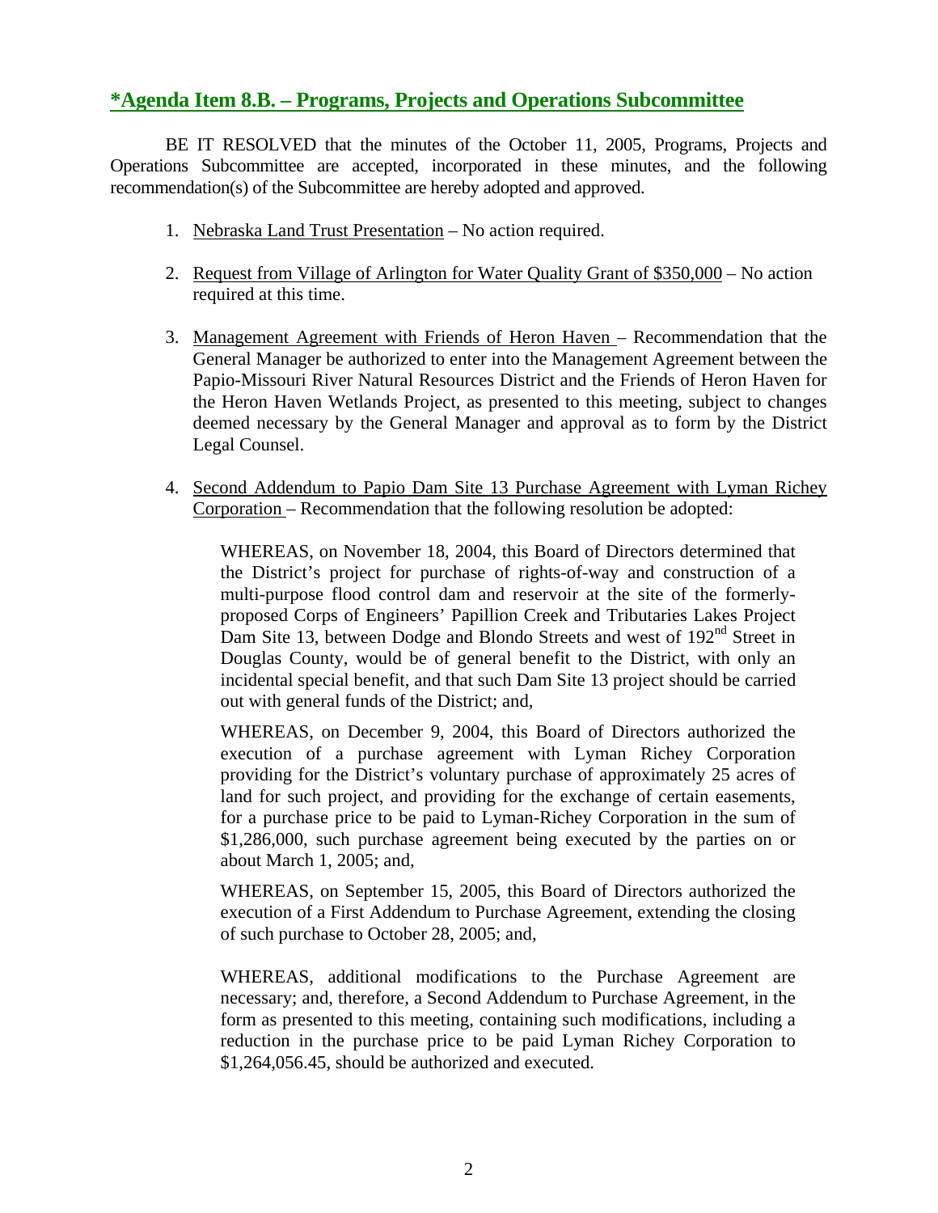## *Agenda Item 8.B. – Programs, Projects and Operations Subcommittee

BE IT RESOLVED that the minutes of the October 11, 2005, Programs, Projects and Operations Subcommittee are accepted, incorporated in these minutes, and the following recommendation(s) of the Subcommittee are hereby adopted and approved.

1. Nebraska Land Trust Presentation – No action required.

2. Request from Village of Arlington for Water Quality Grant of $350,000 – No action required at this time.

3. Management Agreement with Friends of Heron Haven – Recommendation that the General Manager be authorized to enter into the Management Agreement between the Papio-Missouri River Natural Resources District and the Friends of Heron Haven for the Heron Haven Wetlands Project, as presented to this meeting, subject to changes deemed necessary by the General Manager and approval as to form by the District Legal Counsel.

4. Second Addendum to Papio Dam Site 13 Purchase Agreement with Lyman Richey Corporation – Recommendation that the following resolution be adopted:

   WHEREAS, on November 18, 2004, this Board of Directors determined that the District's project for purchase of rights-of-way and construction of a multi-purpose flood control dam and reservoir at the site of the formerly-proposed Corps of Engineers' Papillion Creek and Tributaries Lakes Project Dam Site 13, between Dodge and Blondo Streets and west of 192nd Street in Douglas County, would be of general benefit to the District, with only an incidental special benefit, and that such Dam Site 13 project should be carried out with general funds of the District; and,

   WHEREAS, on December 9, 2004, this Board of Directors authorized the execution of a purchase agreement with Lyman Richey Corporation providing for the District's voluntary purchase of approximately 25 acres of land for such project, and providing for the exchange of certain easements, for a purchase price to be paid to Lyman-Richey Corporation in the sum of $1,286,000, such purchase agreement being executed by the parties on or about March 1, 2005; and,

   WHEREAS, on September 15, 2005, this Board of Directors authorized the execution of a First Addendum to Purchase Agreement, extending the closing of such purchase to October 28, 2005; and,

   WHEREAS, additional modifications to the Purchase Agreement are necessary; and, therefore, a Second Addendum to Purchase Agreement, in the form as presented to this meeting, containing such modifications, including a reduction in the purchase price to be paid Lyman Richey Corporation to $1,264,056.45, should be authorized and executed.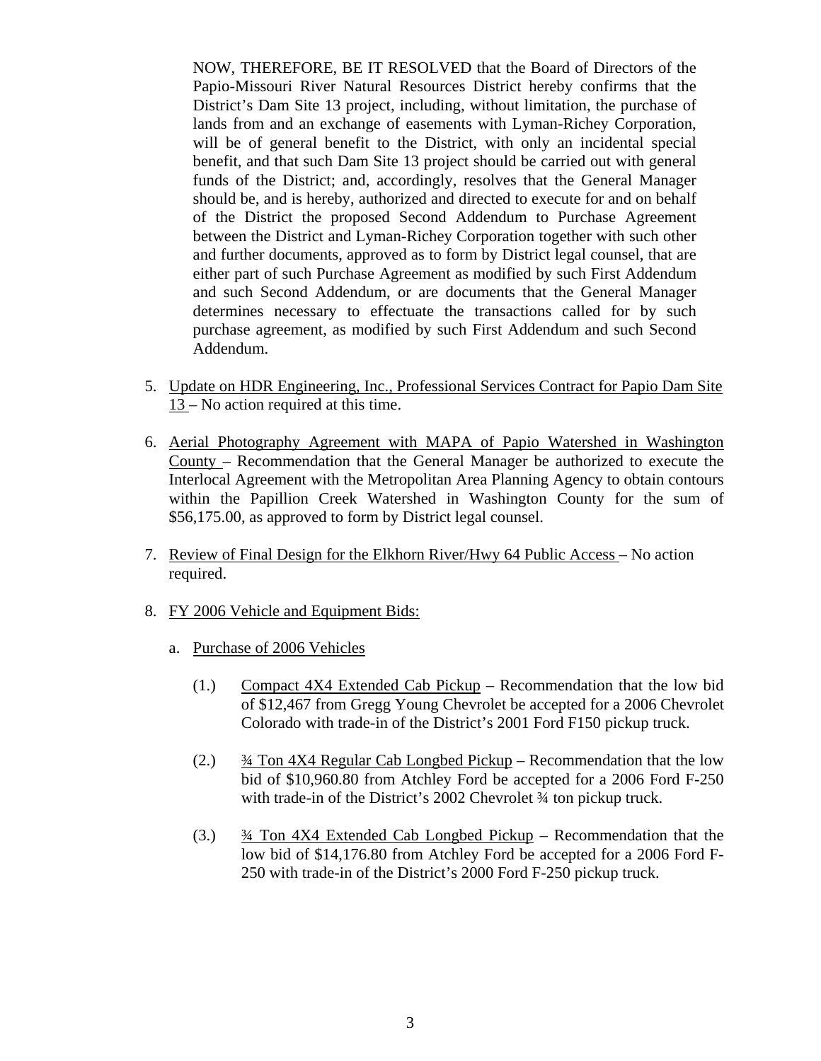NOW, THEREFORE, BE IT RESOLVED that the Board of Directors of the Papio-Missouri River Natural Resources District hereby confirms that the District's Dam Site 13 project, including, without limitation, the purchase of lands from and an exchange of easements with Lyman-Richey Corporation, will be of general benefit to the District, with only an incidental special benefit, and that such Dam Site 13 project should be carried out with general funds of the District; and, accordingly, resolves that the General Manager should be, and is hereby, authorized and directed to execute for and on behalf of the District the proposed Second Addendum to Purchase Agreement between the District and Lyman-Richey Corporation together with such other and further documents, approved as to form by District legal counsel, that are either part of such Purchase Agreement as modified by such First Addendum and such Second Addendum, or are documents that the General Manager determines necessary to effectuate the transactions called for by such purchase agreement, as modified by such First Addendum and such Second Addendum.

5. Update on HDR Engineering, Inc., Professional Services Contract for Papio Dam Site 13 – No action required at this time.

6. Aerial Photography Agreement with MAPA of Papio Watershed in Washington County – Recommendation that the General Manager be authorized to execute the Interlocal Agreement with the Metropolitan Area Planning Agency to obtain contours within the Papillion Creek Watershed in Washington County for the sum of $56,175.00, as approved to form by District legal counsel.

7. Review of Final Design for the Elkhorn River/Hwy 64 Public Access – No action required.

8. FY 2006 Vehicle and Equipment Bids:

   a. Purchase of 2006 Vehicles

      (1.) Compact 4X4 Extended Cab Pickup – Recommendation that the low bid of $12,467 from Gregg Young Chevrolet be accepted for a 2006 Chevrolet Colorado with trade-in of the District's 2001 Ford F150 pickup truck.

      (2.) ¾ Ton 4X4 Regular Cab Longbed Pickup – Recommendation that the low bid of $10,960.80 from Atchley Ford be accepted for a 2006 Ford F-250 with trade-in of the District's 2002 Chevrolet ¾ ton pickup truck.

      (3.) ¾ Ton 4X4 Extended Cab Longbed Pickup – Recommendation that the low bid of $14,176.80 from Atchley Ford be accepted for a 2006 Ford F-250 with trade-in of the District's 2000 Ford F-250 pickup truck.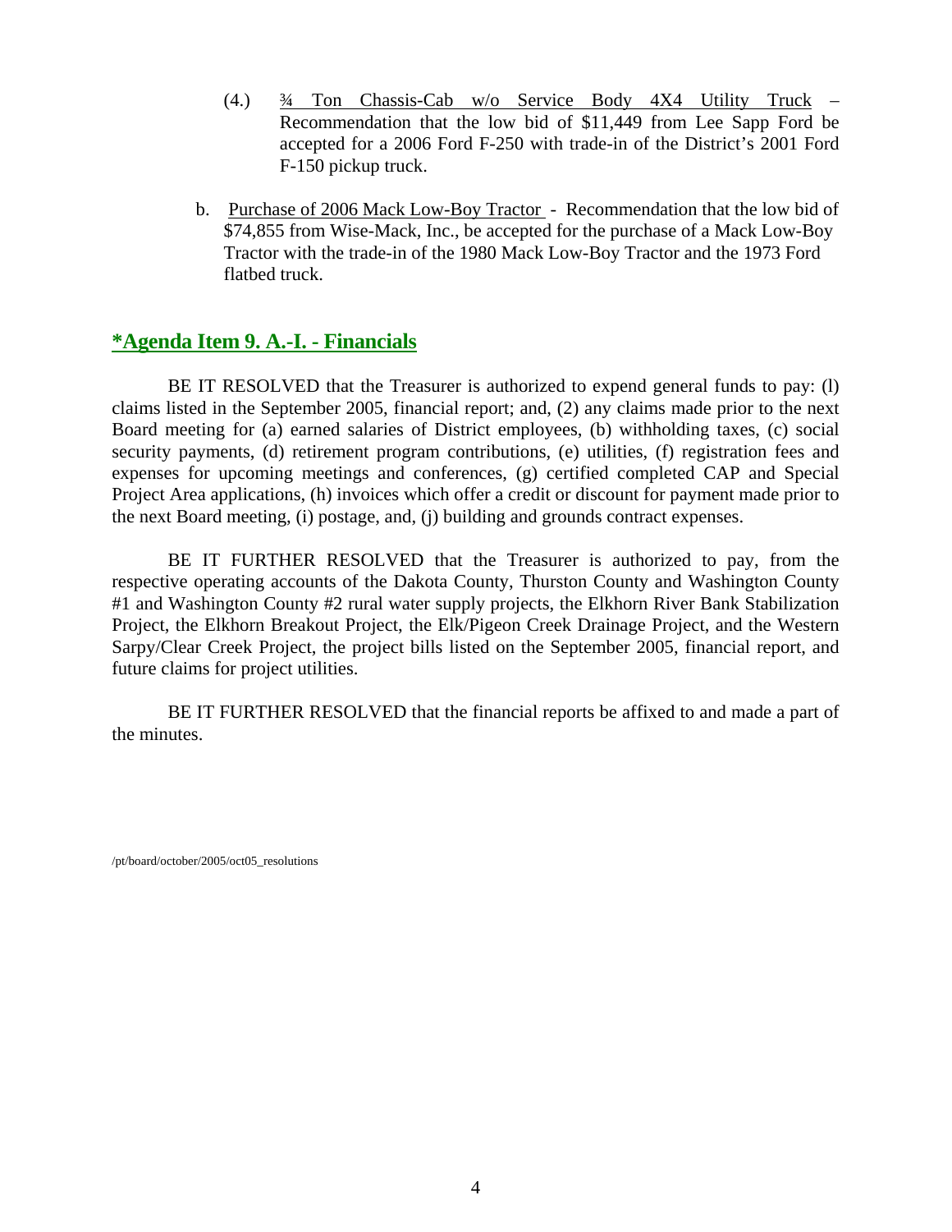(4.) ¾ Ton Chassis-Cab w/o Service Body 4X4 Utility Truck – Recommendation that the low bid of $11,449 from Lee Sapp Ford be accepted for a 2006 Ford F-250 with trade-in of the District's 2001 Ford F-150 pickup truck.

b. Purchase of 2006 Mack Low-Boy Tractor - Recommendation that the low bid of $74,855 from Wise-Mack, Inc., be accepted for the purchase of a Mack Low-Boy Tractor with the trade-in of the 1980 Mack Low-Boy Tractor and the 1973 Ford flatbed truck.

## *Agenda Item 9. A.-I. - Financials

BE IT RESOLVED that the Treasurer is authorized to expend general funds to pay: (l) claims listed in the September 2005, financial report; and, (2) any claims made prior to the next Board meeting for (a) earned salaries of District employees, (b) withholding taxes, (c) social security payments, (d) retirement program contributions, (e) utilities, (f) registration fees and expenses for upcoming meetings and conferences, (g) certified completed CAP and Special Project Area applications, (h) invoices which offer a credit or discount for payment made prior to the next Board meeting, (i) postage, and, (j) building and grounds contract expenses.

BE IT FURTHER RESOLVED that the Treasurer is authorized to pay, from the respective operating accounts of the Dakota County, Thurston County and Washington County #1 and Washington County #2 rural water supply projects, the Elkhorn River Bank Stabilization Project, the Elkhorn Breakout Project, the Elk/Pigeon Creek Drainage Project, and the Western Sarpy/Clear Creek Project, the project bills listed on the September 2005, financial report, and future claims for project utilities.

BE IT FURTHER RESOLVED that the financial reports be affixed to and made a part of the minutes.

/pt/board/october/2005/oct05_resolutions